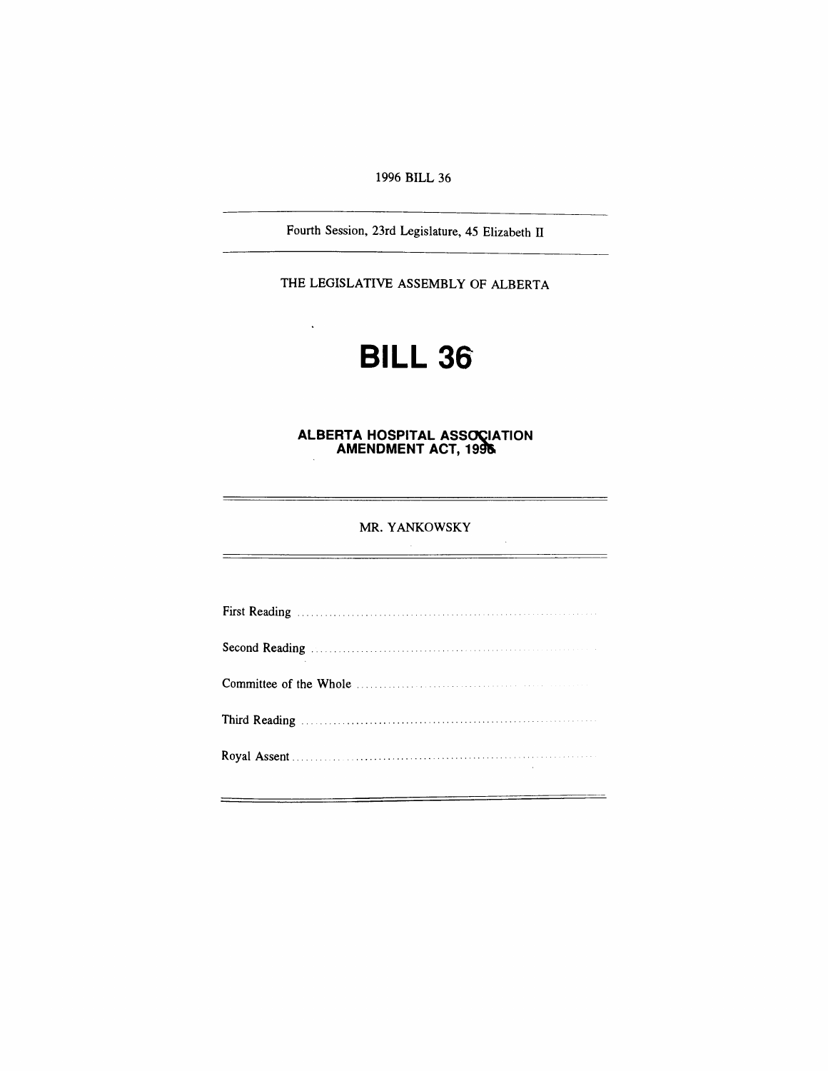1996 BILL 36

Fourth Session, 23rd Legislature, 45 Elizabeth II

THE LEGISLATIVE ASSEMBLY OF ALBERTA

# BILL 36

## ALBERTA HOSPITAL ASSOCIATION AMENDMENT ACT, 1996

MR. YANKOWSKY

First Reading ..........................................................................

Second Reading ..........................................................................

Committee of the Whole ..........................................................................

Third Reading ..........................................................................

Royal Assent ..........................................................................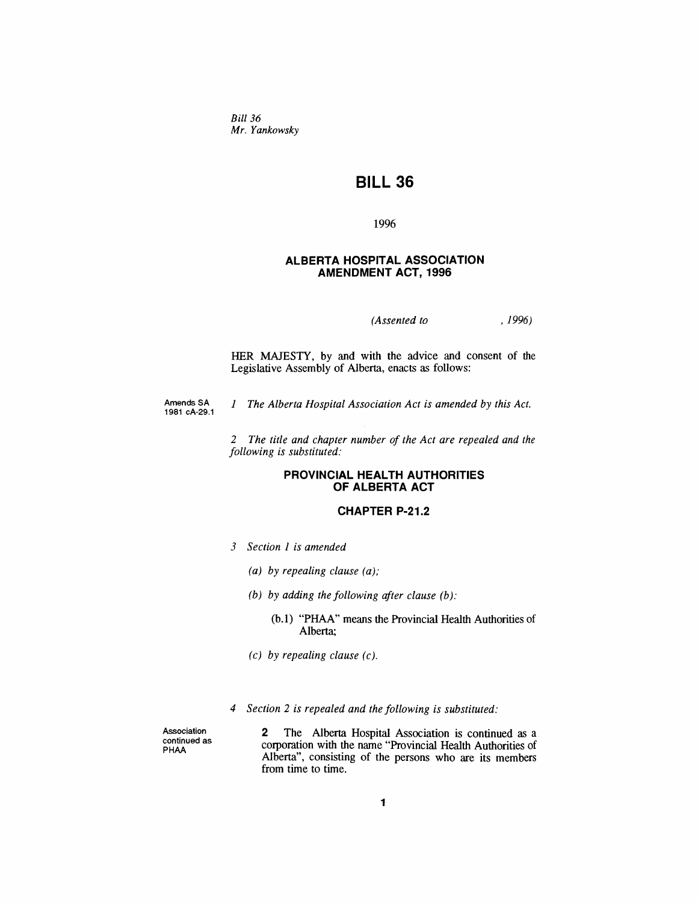*Bill 36*
*Mr. Yankowsky*

# BILL 36

1996

### ALBERTA HOSPITAL ASSOCIATION AMENDMENT ACT, 1996

*(Assented to , 1996)*

HER MAJESTY, by and with the advice and consent of the Legislative Assembly of Alberta, enacts as follows:

Amends SA 1981 cA-29.1

*1 The Alberta Hospital Association Act is amended by this Act.*

*2 The title and chapter number of the Act are repealed and the following is substituted:*

**PROVINCIAL HEALTH AUTHORITIES OF ALBERTA ACT**

**CHAPTER P-21.2**

*3 Section 1 is amended*

*(a) by repealing clause (a);*

*(b) by adding the following after clause (b):*

(b.1) "PHAA" means the Provincial Health Authorities of Alberta;

*(c) by repealing clause (c).*

*4 Section 2 is repealed and the following is substituted:*

Association continued as PHAA

**2** The Alberta Hospital Association is continued as a corporation with the name "Provincial Health Authorities of Alberta", consisting of the persons who are its members from time to time.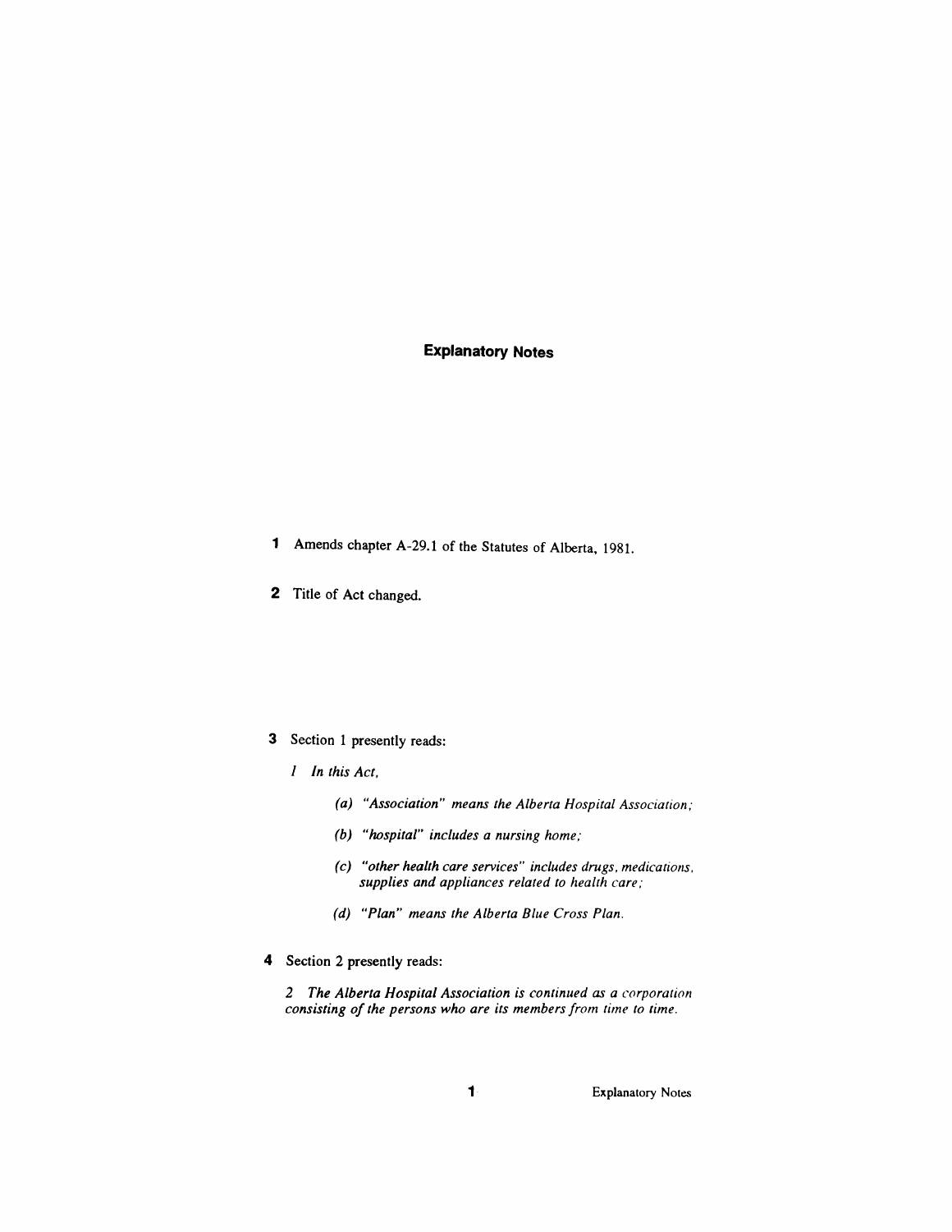## Explanatory Notes

**1** Amends chapter A-29.1 of the Statutes of Alberta, 1981.

**2** Title of Act changed.

**3** Section 1 presently reads:

*1 In this Act,*

*(a) "Association" means the Alberta Hospital Association;*

*(b) "hospital" includes a nursing home;*

*(c) "other health care services" includes drugs, medications, supplies and appliances related to health care;*

*(d) "Plan" means the Alberta Blue Cross Plan.*

**4** Section 2 presently reads:

*2 The Alberta Hospital Association is continued as a corporation consisting of the persons who are its members from time to time.*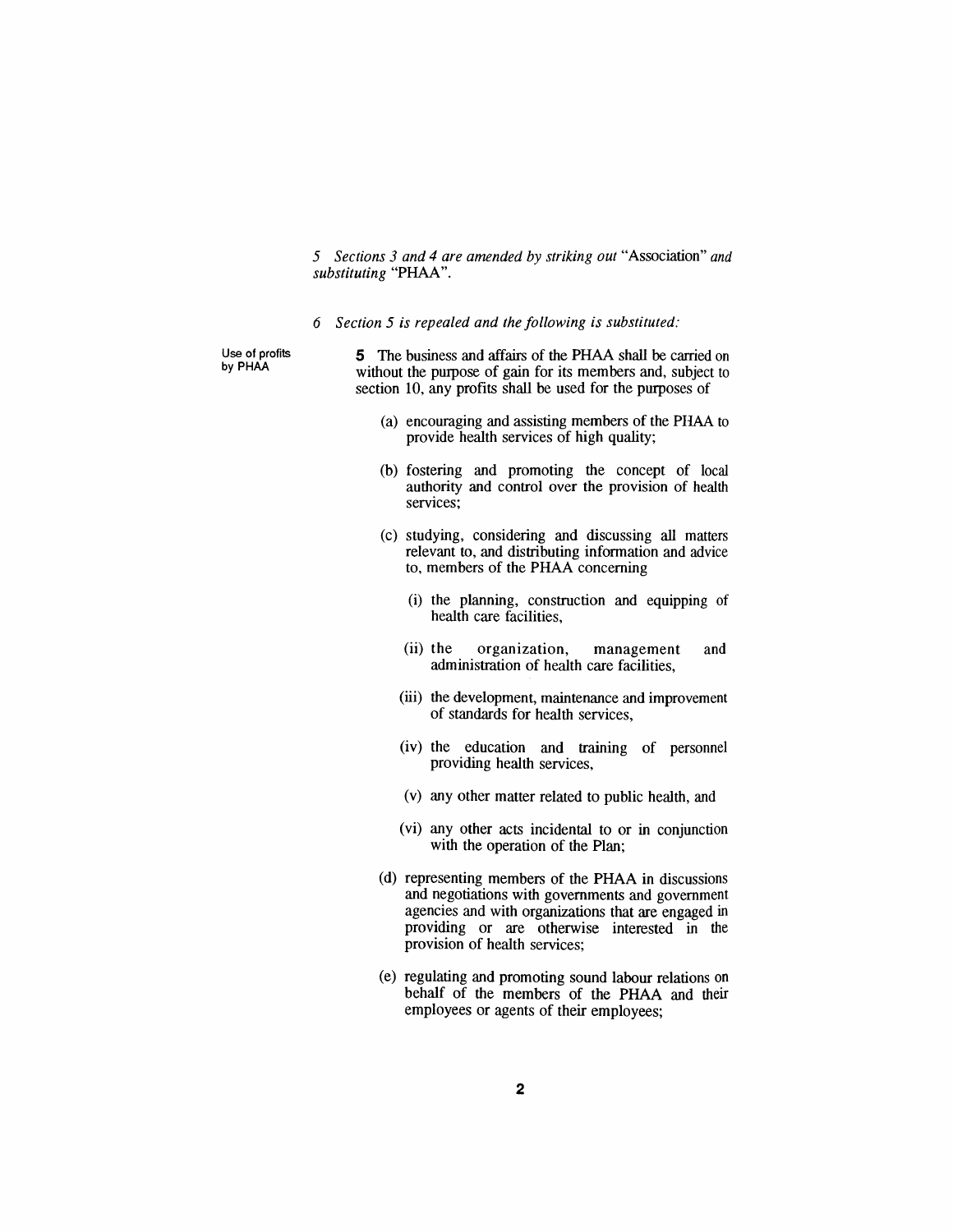*5 Sections 3 and 4 are amended by striking out* "Association" *and substituting* "PHAA".

*6 Section 5 is repealed and the following is substituted:*

Use of profits by PHAA

**5** The business and affairs of the PHAA shall be carried on without the purpose of gain for its members and, subject to section 10, any profits shall be used for the purposes of

- (a) encouraging and assisting members of the PHAA to provide health services of high quality;
- (b) fostering and promoting the concept of local authority and control over the provision of health services;
- (c) studying, considering and discussing all matters relevant to, and distributing information and advice to, members of the PHAA concerning
  - (i) the planning, construction and equipping of health care facilities,
  - (ii) the organization, management and administration of health care facilities,
  - (iii) the development, maintenance and improvement of standards for health services,
  - (iv) the education and training of personnel providing health services,
  - (v) any other matter related to public health, and
  - (vi) any other acts incidental to or in conjunction with the operation of the Plan;
- (d) representing members of the PHAA in discussions and negotiations with governments and government agencies and with organizations that are engaged in providing or are otherwise interested in the provision of health services;
- (e) regulating and promoting sound labour relations on behalf of the members of the PHAA and their employees or agents of their employees;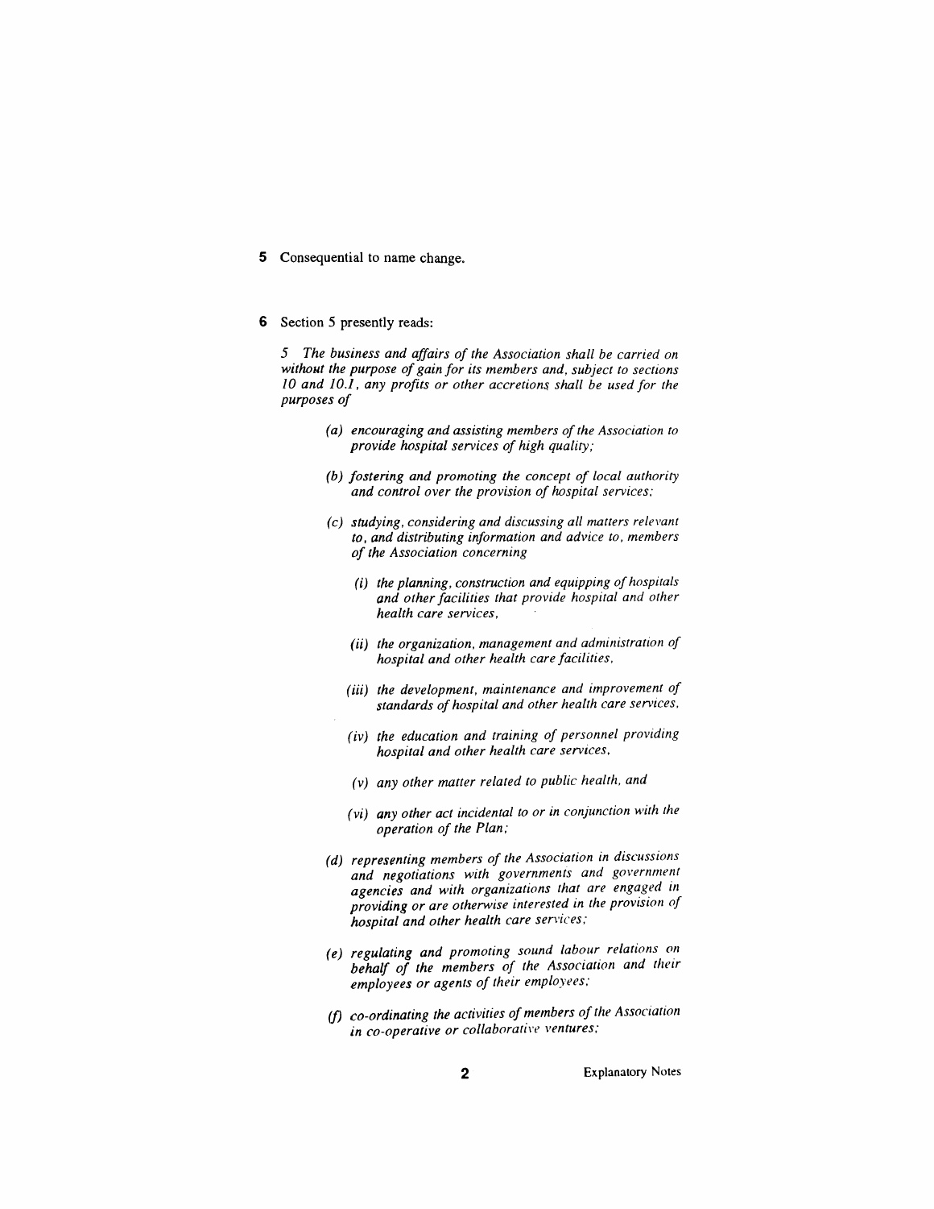**5** Consequential to name change.

**6** Section 5 presently reads:

> *5 The business and affairs of the Association shall be carried on without the purpose of gain for its members and, subject to sections 10 and 10.1, any profits or other accretions shall be used for the purposes of*
>
> *(a) encouraging and assisting members of the Association to provide hospital services of high quality;*
>
> *(b) fostering and promoting the concept of local authority and control over the provision of hospital services;*
>
> *(c) studying, considering and discussing all matters relevant to, and distributing information and advice to, members of the Association concerning*
>
> *(i) the planning, construction and equipping of hospitals and other facilities that provide hospital and other health care services,*
>
> *(ii) the organization, management and administration of hospital and other health care facilities,*
>
> *(iii) the development, maintenance and improvement of standards of hospital and other health care services,*
>
> *(iv) the education and training of personnel providing hospital and other health care services,*
>
> *(v) any other matter related to public health, and*
>
> *(vi) any other act incidental to or in conjunction with the operation of the Plan;*
>
> *(d) representing members of the Association in discussions and negotiations with governments and government agencies and with organizations that are engaged in providing or are otherwise interested in the provision of hospital and other health care services;*
>
> *(e) regulating and promoting sound labour relations on behalf of the members of the Association and their employees or agents of their employees;*
>
> *(f) co-ordinating the activities of members of the Association in co-operative or collaborative ventures;*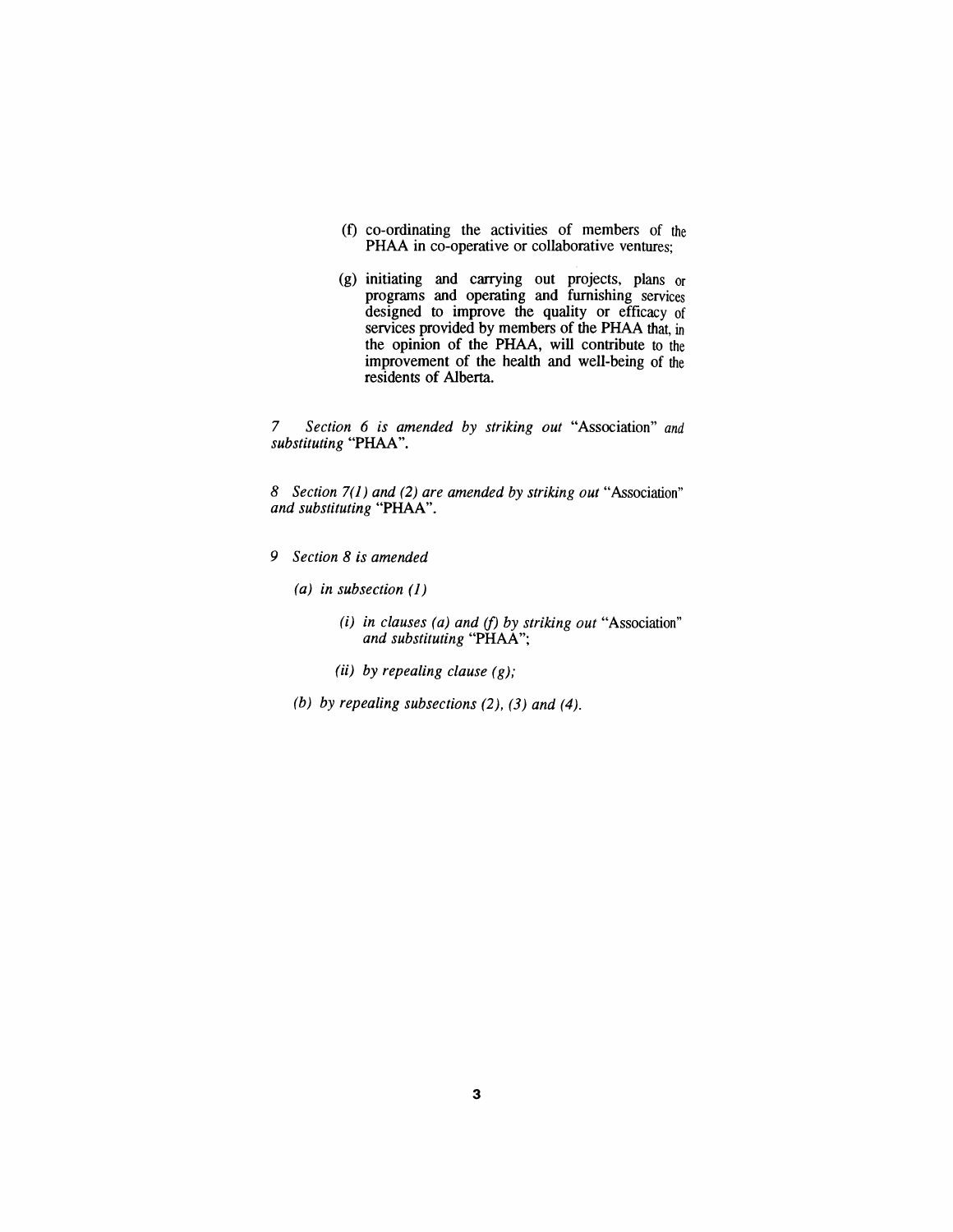(f) co-ordinating the activities of members of the PHAA in co-operative or collaborative ventures;

(g) initiating and carrying out projects, plans or programs and operating and furnishing services designed to improve the quality or efficacy of services provided by members of the PHAA that, in the opinion of the PHAA, will contribute to the improvement of the health and well-being of the residents of Alberta.

7 *Section 6 is amended by striking out* "Association" *and substituting* "PHAA".

8 *Section 7(1) and (2) are amended by striking out* "Association" *and substituting* "PHAA".

9 *Section 8 is amended*

*(a) in subsection (1)*

*(i) in clauses (a) and (f) by striking out* "Association" *and substituting* "PHAA";

*(ii) by repealing clause (g);*

*(b) by repealing subsections (2), (3) and (4).*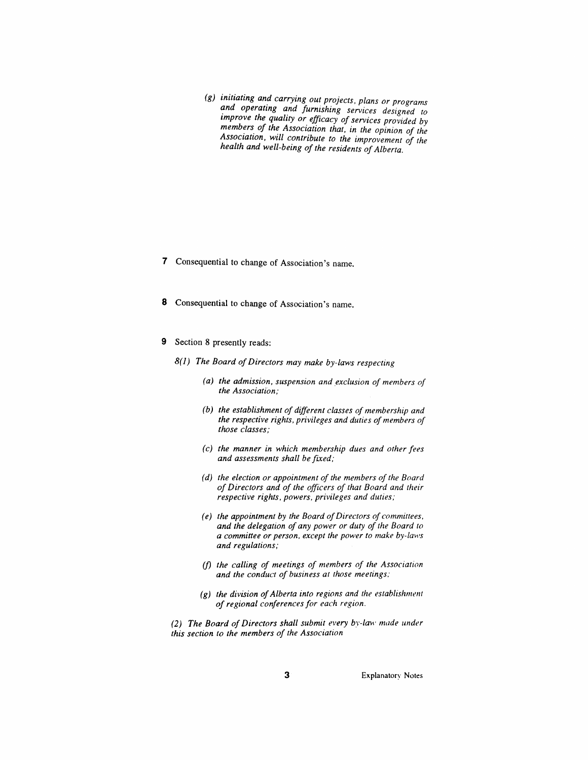*(g) initiating and carrying out projects, plans or programs and operating and furnishing services designed to improve the quality or efficacy of services provided by members of the Association that, in the opinion of the Association, will contribute to the improvement of the health and well-being of the residents of Alberta.*

**7** Consequential to change of Association's name.

**8** Consequential to change of Association's name.

**9** Section 8 presently reads:

*8(1) The Board of Directors may make by-laws respecting*

*(a) the admission, suspension and exclusion of members of the Association;*

*(b) the establishment of different classes of membership and the respective rights, privileges and duties of members of those classes;*

*(c) the manner in which membership dues and other fees and assessments shall be fixed;*

*(d) the election or appointment of the members of the Board of Directors and of the officers of that Board and their respective rights, powers, privileges and duties;*

*(e) the appointment by the Board of Directors of committees, and the delegation of any power or duty of the Board to a committee or person, except the power to make by-laws and regulations;*

*(f) the calling of meetings of members of the Association and the conduct of business at those meetings;*

*(g) the division of Alberta into regions and the establishment of regional conferences for each region.*

*(2) The Board of Directors shall submit every by-law made under this section to the members of the Association*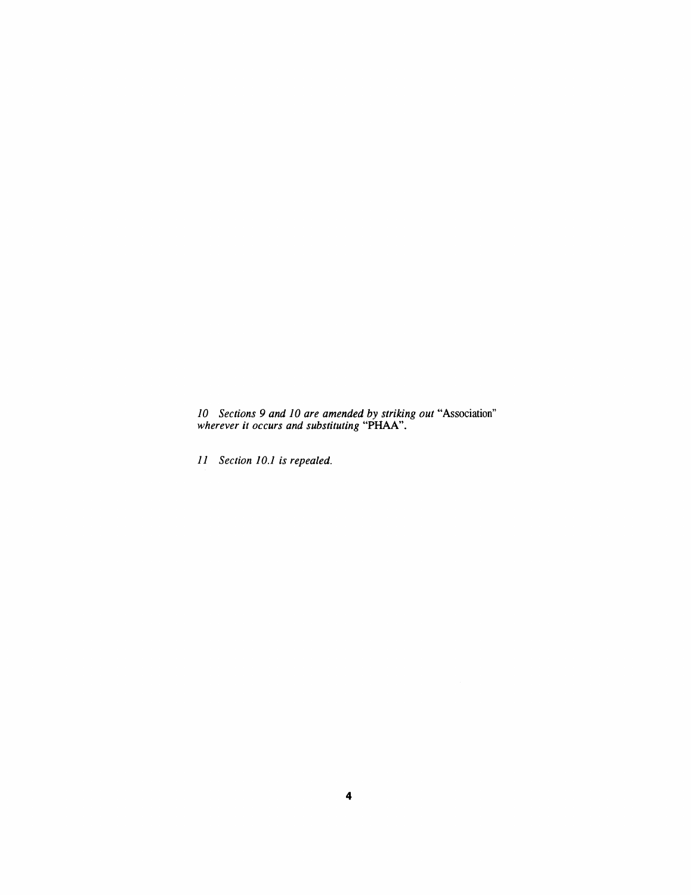*10 Sections 9 and 10 are amended by striking out* "Association" *wherever it occurs and substituting* "PHAA".

*11 Section 10.1 is repealed.*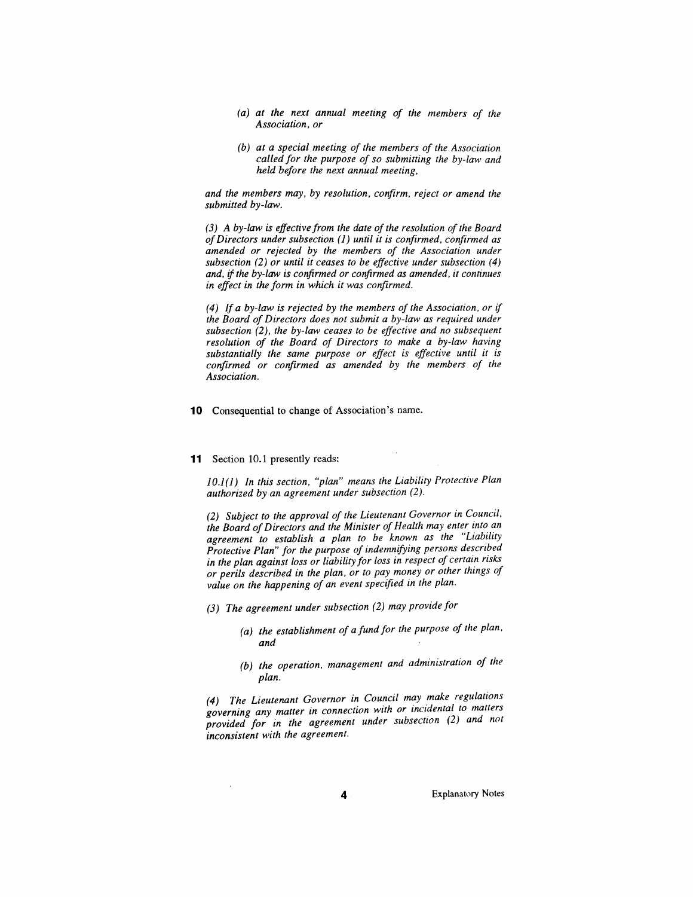*(a) at the next annual meeting of the members of the Association, or*

*(b) at a special meeting of the members of the Association called for the purpose of so submitting the by-law and held before the next annual meeting,*

*and the members may, by resolution, confirm, reject or amend the submitted by-law.*

*(3) A by-law is effective from the date of the resolution of the Board of Directors under subsection (1) until it is confirmed, confirmed as amended or rejected by the members of the Association under subsection (2) or until it ceases to be effective under subsection (4) and, if the by-law is confirmed or confirmed as amended, it continues in effect in the form in which it was confirmed.*

*(4) If a by-law is rejected by the members of the Association, or if the Board of Directors does not submit a by-law as required under subsection (2), the by-law ceases to be effective and no subsequent resolution of the Board of Directors to make a by-law having substantially the same purpose or effect is effective until it is confirmed or confirmed as amended by the members of the Association.*

**10** Consequential to change of Association's name.

**11** Section 10.1 presently reads:

*10.1(1) In this section, "plan" means the Liability Protective Plan authorized by an agreement under subsection (2).*

*(2) Subject to the approval of the Lieutenant Governor in Council, the Board of Directors and the Minister of Health may enter into an agreement to establish a plan to be known as the "Liability Protective Plan" for the purpose of indemnifying persons described in the plan against loss or liability for loss in respect of certain risks or perils described in the plan, or to pay money or other things of value on the happening of an event specified in the plan.*

*(3) The agreement under subsection (2) may provide for*

*(a) the establishment of a fund for the purpose of the plan, and*

*(b) the operation, management and administration of the plan.*

*(4) The Lieutenant Governor in Council may make regulations governing any matter in connection with or incidental to matters provided for in the agreement under subsection (2) and not inconsistent with the agreement.*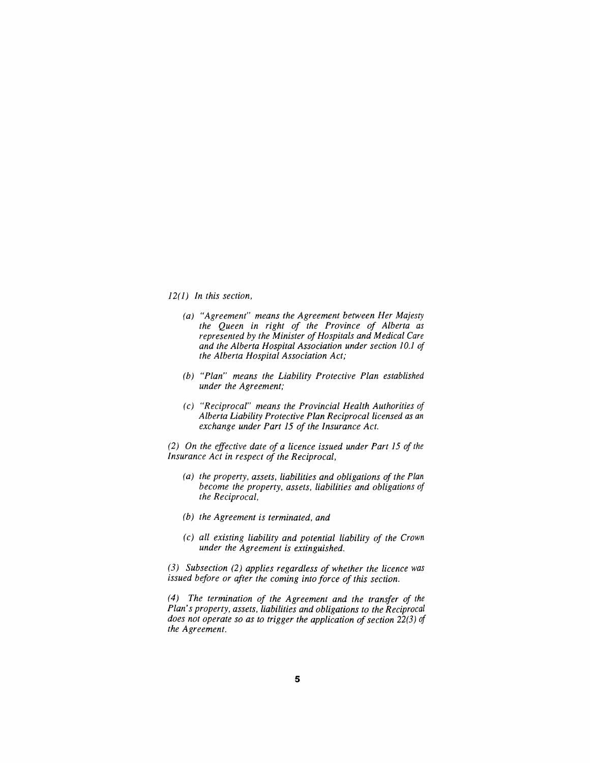*12(1) In this section,*

*(a) "Agreement" means the Agreement between Her Majesty the Queen in right of the Province of Alberta as represented by the Minister of Hospitals and Medical Care and the Alberta Hospital Association under section 10.1 of the Alberta Hospital Association Act;*

*(b) "Plan" means the Liability Protective Plan established under the Agreement;*

*(c) "Reciprocal" means the Provincial Health Authorities of Alberta Liability Protective Plan Reciprocal licensed as an exchange under Part 15 of the Insurance Act.*

*(2) On the effective date of a licence issued under Part 15 of the Insurance Act in respect of the Reciprocal,*

*(a) the property, assets, liabilities and obligations of the Plan become the property, assets, liabilities and obligations of the Reciprocal,*

*(b) the Agreement is terminated, and*

*(c) all existing liability and potential liability of the Crown under the Agreement is extinguished.*

*(3) Subsection (2) applies regardless of whether the licence was issued before or after the coming into force of this section.*

*(4) The termination of the Agreement and the transfer of the Plan's property, assets, liabilities and obligations to the Reciprocal does not operate so as to trigger the application of section 22(3) of the Agreement.*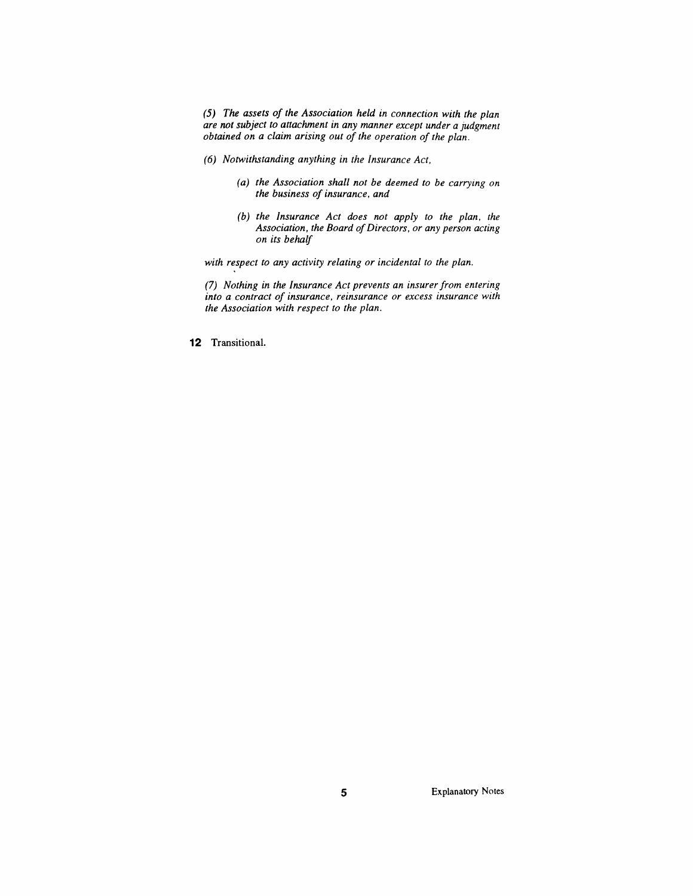*(5) The assets of the Association held in connection with the plan are not subject to attachment in any manner except under a judgment obtained on a claim arising out of the operation of the plan.*

*(6) Notwithstanding anything in the Insurance Act,*

> *(a) the Association shall not be deemed to be carrying on the business of insurance, and*
>
> *(b) the Insurance Act does not apply to the plan, the Association, the Board of Directors, or any person acting on its behalf*

*with respect to any activity relating or incidental to the plan.*

*(7) Nothing in the Insurance Act prevents an insurer from entering into a contract of insurance, reinsurance or excess insurance with the Association with respect to the plan.*

**12** Transitional.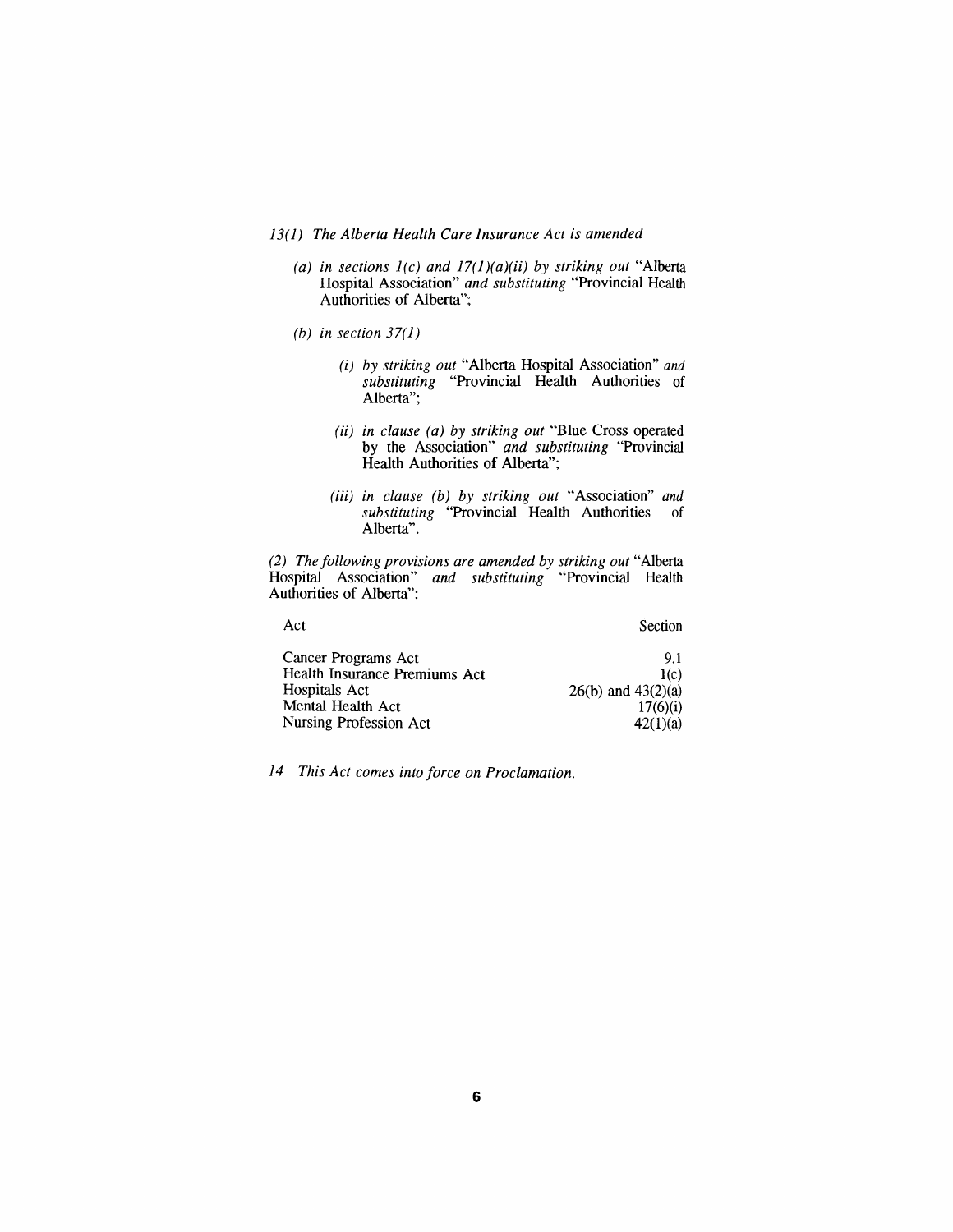*13(1) The Alberta Health Care Insurance Act is amended*

*(a) in sections 1(c) and 17(1)(a)(ii) by striking out* "Alberta Hospital Association" *and substituting* "Provincial Health Authorities of Alberta";

*(b) in section 37(1)*

*(i) by striking out* "Alberta Hospital Association" *and substituting* "Provincial Health Authorities of Alberta";

*(ii) in clause (a) by striking out* "Blue Cross operated by the Association" *and substituting* "Provincial Health Authorities of Alberta";

*(iii) in clause (b) by striking out* "Association" *and substituting* "Provincial Health Authorities of Alberta".

*(2) The following provisions are amended by striking out* "Alberta Hospital Association" *and substituting* "Provincial Health Authorities of Alberta":

| Act | Section |
| --- | --- |
| Cancer Programs Act | 9.1 |
| Health Insurance Premiums Act | 1(c) |
| Hospitals Act | 26(b) and 43(2)(a) |
| Mental Health Act | 17(6)(i) |
| Nursing Profession Act | 42(1)(a) |

*14 This Act comes into force on Proclamation.*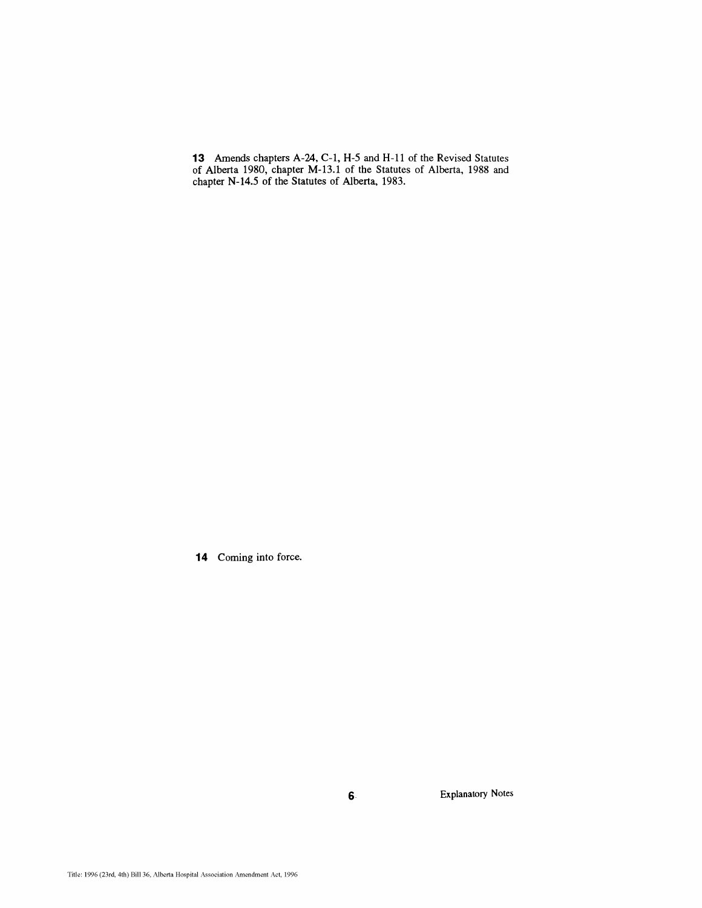**13** Amends chapters A-24, C-1, H-5 and H-11 of the Revised Statutes of Alberta 1980, chapter M-13.1 of the Statutes of Alberta, 1988 and chapter N-14.5 of the Statutes of Alberta, 1983.

**14** Coming into force.